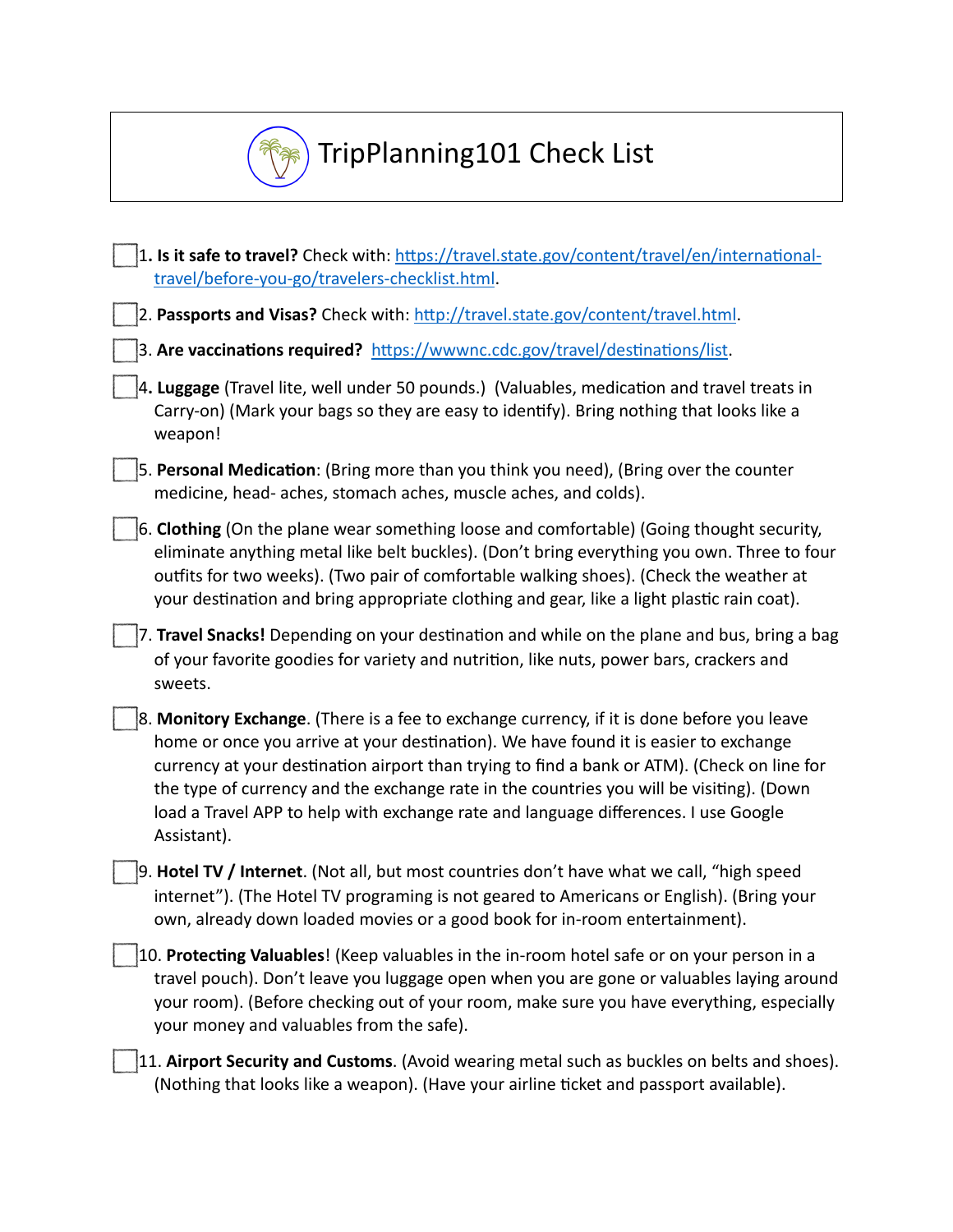# TripPlanning101 Check List

- [ ] 1**. Is it safe to travel?** Check with: [https://travel.state.gov/content/travel/en/international-travel/before-you-go/travelers-checklist.html](https://travel.state.gov/content/travel/en/international-travel/before-you-go/travelers-checklist.html).
- [ ] 2. **Passports and Visas?** Check with: [http://travel.state.gov/content/travel.html](http://travel.state.gov/content/travel.html).
- [ ] 3. **Are vaccinations required?** [https://wwwnc.cdc.gov/travel/destinations/list](https://wwwnc.cdc.gov/travel/destinations/list).
- [ ] 4**. Luggage** (Travel lite, well under 50 pounds.) (Valuables, medication and travel treats in Carry-on) (Mark your bags so they are easy to identify). Bring nothing that looks like a weapon!
- [ ] 5. **Personal Medication**: (Bring more than you think you need), (Bring over the counter medicine, head- aches, stomach aches, muscle aches, and colds).
- [ ] 6. **Clothing** (On the plane wear something loose and comfortable) (Going thought security, eliminate anything metal like belt buckles). (Don't bring everything you own. Three to four outfits for two weeks). (Two pair of comfortable walking shoes). (Check the weather at your destination and bring appropriate clothing and gear, like a light plastic rain coat).
- [ ] 7. **Travel Snacks!** Depending on your destination and while on the plane and bus, bring a bag of your favorite goodies for variety and nutrition, like nuts, power bars, crackers and sweets.
- [ ] 8. **Monitory Exchange**. (There is a fee to exchange currency, if it is done before you leave home or once you arrive at your destination). We have found it is easier to exchange currency at your destination airport than trying to find a bank or ATM). (Check on line for the type of currency and the exchange rate in the countries you will be visiting). (Down load a Travel APP to help with exchange rate and language differences. I use Google Assistant).
- [ ] 9. **Hotel TV / Internet**. (Not all, but most countries don't have what we call, "high speed internet"). (The Hotel TV programing is not geared to Americans or English). (Bring your own, already down loaded movies or a good book for in-room entertainment).
- [ ] 10. **Protecting Valuables**! (Keep valuables in the in-room hotel safe or on your person in a travel pouch). Don't leave you luggage open when you are gone or valuables laying around your room). (Before checking out of your room, make sure you have everything, especially your money and valuables from the safe).
- [ ] 11. **Airport Security and Customs**. (Avoid wearing metal such as buckles on belts and shoes). (Nothing that looks like a weapon). (Have your airline ticket and passport available).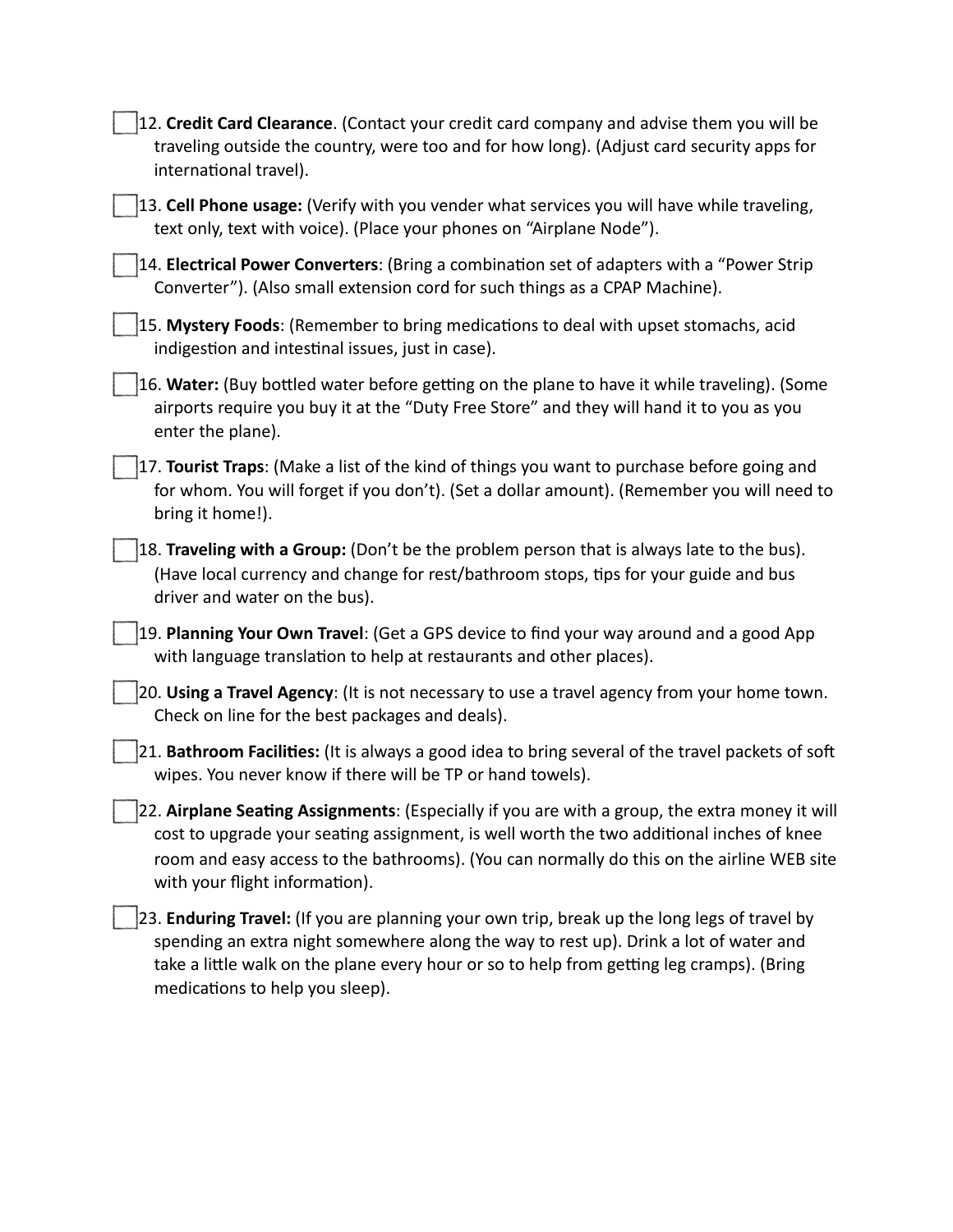- [ ] 12. **Credit Card Clearance**. (Contact your credit card company and advise them you will be traveling outside the country, were too and for how long). (Adjust card security apps for international travel).
- [ ] 13. **Cell Phone usage:** (Verify with you vender what services you will have while traveling, text only, text with voice). (Place your phones on "Airplane Node").
- [ ] 14. **Electrical Power Converters**: (Bring a combination set of adapters with a "Power Strip Converter"). (Also small extension cord for such things as a CPAP Machine).
- [ ] 15. **Mystery Foods**: (Remember to bring medications to deal with upset stomachs, acid indigestion and intestinal issues, just in case).
- [ ] 16. **Water:** (Buy bottled water before getting on the plane to have it while traveling). (Some airports require you buy it at the "Duty Free Store" and they will hand it to you as you enter the plane).
- [ ] 17. **Tourist Traps**: (Make a list of the kind of things you want to purchase before going and for whom. You will forget if you don't). (Set a dollar amount). (Remember you will need to bring it home!).
- [ ] 18. **Traveling with a Group:** (Don't be the problem person that is always late to the bus). (Have local currency and change for rest/bathroom stops, tips for your guide and bus driver and water on the bus).
- [ ] 19. **Planning Your Own Travel**: (Get a GPS device to find your way around and a good App with language translation to help at restaurants and other places).
- [ ] 20. **Using a Travel Agency**: (It is not necessary to use a travel agency from your home town. Check on line for the best packages and deals).
- [ ] 21. **Bathroom Facilities:** (It is always a good idea to bring several of the travel packets of soft wipes. You never know if there will be TP or hand towels).
- [ ] 22. **Airplane Seating Assignments**: (Especially if you are with a group, the extra money it will cost to upgrade your seating assignment, is well worth the two additional inches of knee room and easy access to the bathrooms). (You can normally do this on the airline WEB site with your flight information).
- [ ] 23. **Enduring Travel:** (If you are planning your own trip, break up the long legs of travel by spending an extra night somewhere along the way to rest up). Drink a lot of water and take a little walk on the plane every hour or so to help from getting leg cramps). (Bring medications to help you sleep).